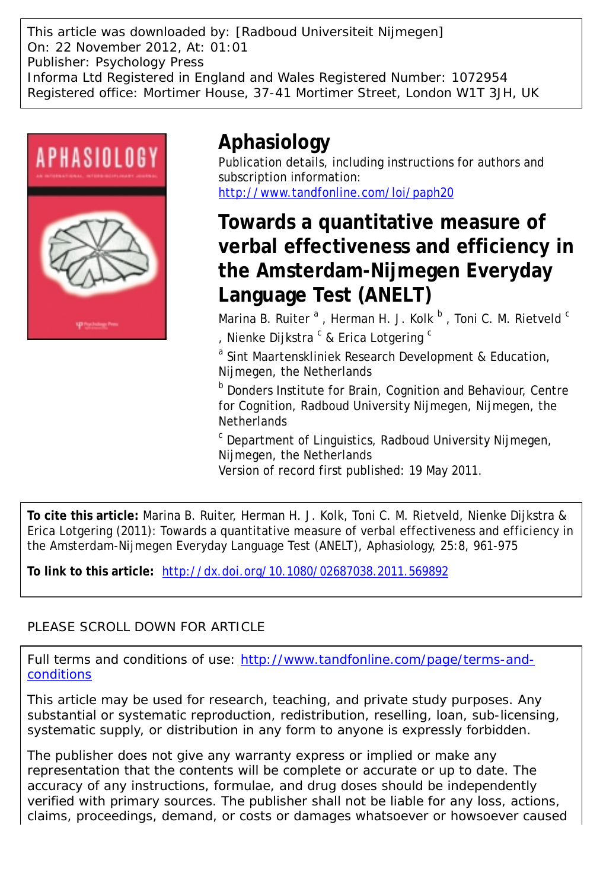This article was downloaded by: [Radboud Universiteit Nijmegen]
On: 22 November 2012, At: 01:01
Publisher: Psychology Press
Informa Ltd Registered in England and Wales Registered Number: 1072954
Registered office: Mortimer House, 37-41 Mortimer Street, London W1T 3JH, UK

# Aphasiology

Publication details, including instructions for authors and subscription information:
http://www.tandfonline.com/loi/paph20

# Towards a quantitative measure of verbal effectiveness and efficiency in the Amsterdam-Nijmegen Everyday Language Test (ANELT)

Marina B. Ruiter [a] , Herman H. J. Kolk [b] , Toni C. M. Rietveld [c] , Nienke Dijkstra [c] & Erica Lotgering [c]

[a] Sint Maartenskliniek Research Development & Education, Nijmegen, the Netherlands

[b] Donders Institute for Brain, Cognition and Behaviour, Centre for Cognition, Radboud University Nijmegen, Nijmegen, the Netherlands

[c] Department of Linguistics, Radboud University Nijmegen, Nijmegen, the Netherlands

Version of record first published: 19 May 2011.

**To cite this article:** Marina B. Ruiter, Herman H. J. Kolk, Toni C. M. Rietveld, Nienke Dijkstra & Erica Lotgering (2011): Towards a quantitative measure of verbal effectiveness and efficiency in the Amsterdam-Nijmegen Everyday Language Test (ANELT), Aphasiology, 25:8, 961-975

**To link to this article:** http://dx.doi.org/10.1080/02687038.2011.569892

PLEASE SCROLL DOWN FOR ARTICLE

Full terms and conditions of use: http://www.tandfonline.com/page/terms-and-conditions

This article may be used for research, teaching, and private study purposes. Any substantial or systematic reproduction, redistribution, reselling, loan, sub-licensing, systematic supply, or distribution in any form to anyone is expressly forbidden.

The publisher does not give any warranty express or implied or make any representation that the contents will be complete or accurate or up to date. The accuracy of any instructions, formulae, and drug doses should be independently verified with primary sources. The publisher shall not be liable for any loss, actions, claims, proceedings, demand, or costs or damages whatsoever or howsoever caused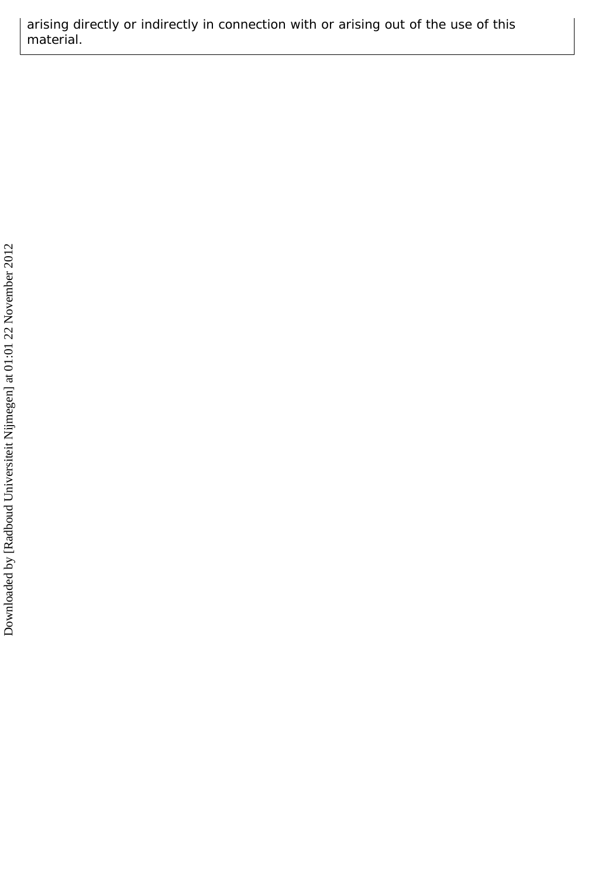arising directly or indirectly in connection with or arising out of the use of this material.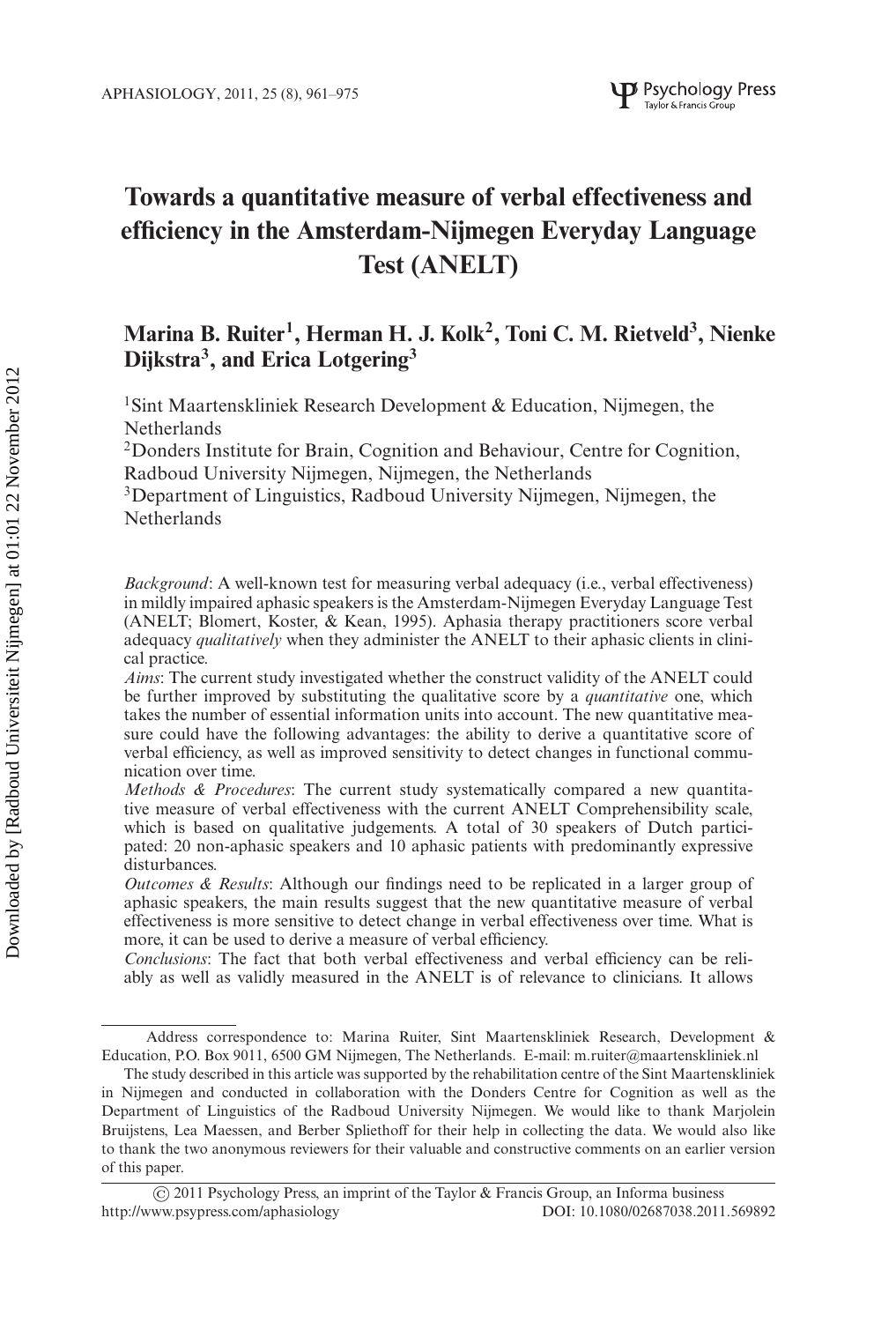# Towards a quantitative measure of verbal effectiveness and efficiency in the Amsterdam-Nijmegen Everyday Language Test (ANELT)

**Marina B. Ruiter[1], Herman H. J. Kolk[2], Toni C. M. Rietveld[3], Nienke Dijkstra[3], and Erica Lotgering[3]**

[1]Sint Maartenskliniek Research Development & Education, Nijmegen, the Netherlands

[2]Donders Institute for Brain, Cognition and Behaviour, Centre for Cognition, Radboud University Nijmegen, Nijmegen, the Netherlands

[3]Department of Linguistics, Radboud University Nijmegen, Nijmegen, the Netherlands

*Background*: A well-known test for measuring verbal adequacy (i.e., verbal effectiveness) in mildly impaired aphasic speakers is the Amsterdam-Nijmegen Everyday Language Test (ANELT; Blomert, Koster, & Kean, 1995). Aphasia therapy practitioners score verbal adequacy *qualitatively* when they administer the ANELT to their aphasic clients in clinical practice.

*Aims*: The current study investigated whether the construct validity of the ANELT could be further improved by substituting the qualitative score by a *quantitative* one, which takes the number of essential information units into account. The new quantitative measure could have the following advantages: the ability to derive a quantitative score of verbal efficiency, as well as improved sensitivity to detect changes in functional communication over time.

*Methods & Procedures*: The current study systematically compared a new quantitative measure of verbal effectiveness with the current ANELT Comprehensibility scale, which is based on qualitative judgements. A total of 30 speakers of Dutch participated: 20 non-aphasic speakers and 10 aphasic patients with predominantly expressive disturbances.

*Outcomes & Results*: Although our findings need to be replicated in a larger group of aphasic speakers, the main results suggest that the new quantitative measure of verbal effectiveness is more sensitive to detect change in verbal effectiveness over time. What is more, it can be used to derive a measure of verbal efficiency.

*Conclusions*: The fact that both verbal effectiveness and verbal efficiency can be reliably as well as validly measured in the ANELT is of relevance to clinicians. It allows

---

Address correspondence to: Marina Ruiter, Sint Maartenskliniek Research, Development & Education, P.O. Box 9011, 6500 GM Nijmegen, The Netherlands. E-mail: m.ruiter@maartenskliniek.nl

The study described in this article was supported by the rehabilitation centre of the Sint Maartenskliniek in Nijmegen and conducted in collaboration with the Donders Centre for Cognition as well as the Department of Linguistics of the Radboud University Nijmegen. We would like to thank Marjolein Bruijstens, Lea Maessen, and Berber Spliethoff for their help in collecting the data. We would also like to thank the two anonymous reviewers for their valuable and constructive comments on an earlier version of this paper.

© 2011 Psychology Press, an imprint of the Taylor & Francis Group, an Informa business
http://www.psypress.com/aphasiology DOI: 10.1080/02687038.2011.569892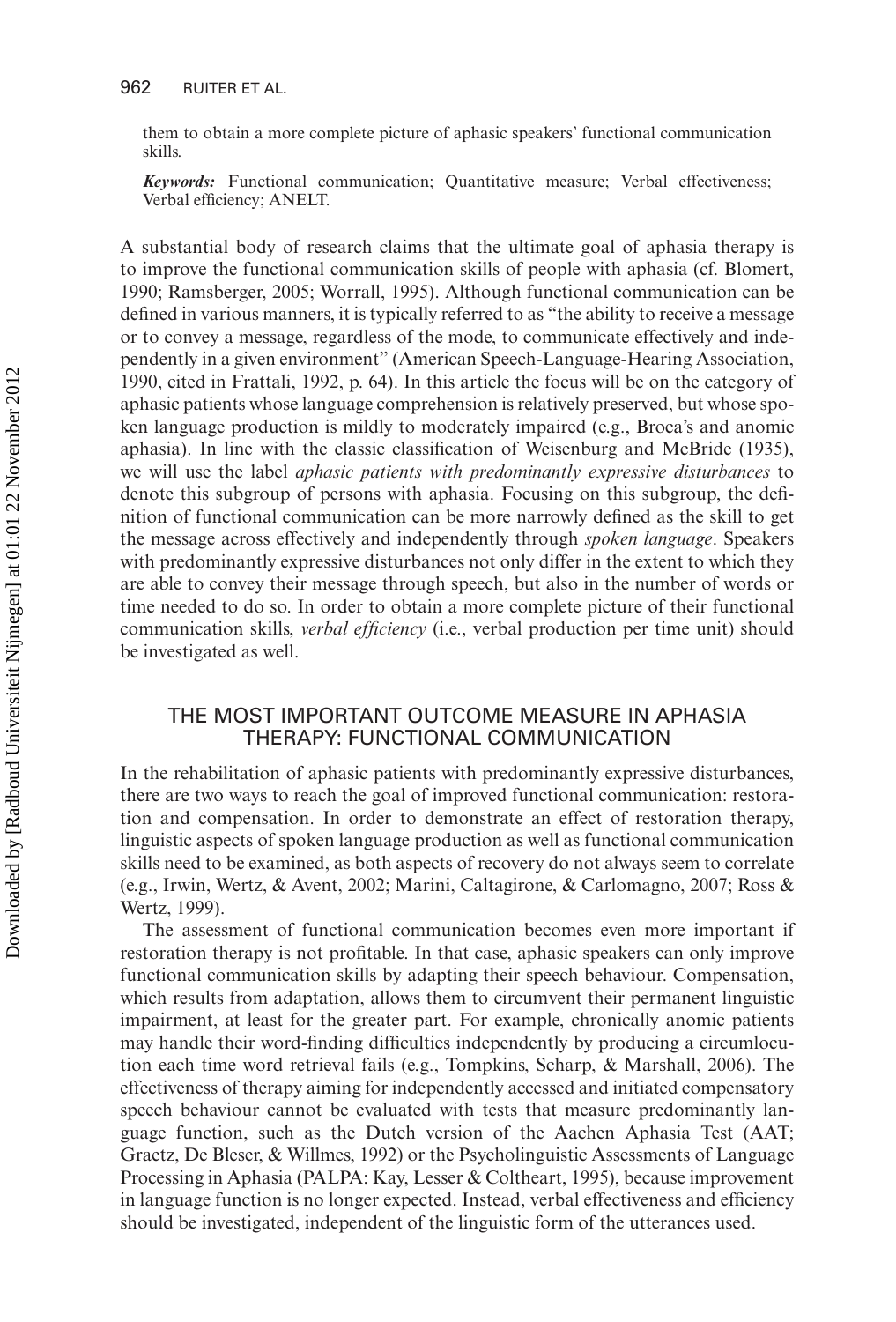them to obtain a more complete picture of aphasic speakers' functional communication skills.

***Keywords:*** Functional communication; Quantitative measure; Verbal effectiveness; Verbal efficiency; ANELT.

A substantial body of research claims that the ultimate goal of aphasia therapy is to improve the functional communication skills of people with aphasia (cf. Blomert, 1990; Ramsberger, 2005; Worrall, 1995). Although functional communication can be defined in various manners, it is typically referred to as "the ability to receive a message or to convey a message, regardless of the mode, to communicate effectively and independently in a given environment" (American Speech-Language-Hearing Association, 1990, cited in Frattali, 1992, p. 64). In this article the focus will be on the category of aphasic patients whose language comprehension is relatively preserved, but whose spoken language production is mildly to moderately impaired (e.g., Broca's and anomic aphasia). In line with the classic classification of Weisenburg and McBride (1935), we will use the label *aphasic patients with predominantly expressive disturbances* to denote this subgroup of persons with aphasia. Focusing on this subgroup, the definition of functional communication can be more narrowly defined as the skill to get the message across effectively and independently through *spoken language*. Speakers with predominantly expressive disturbances not only differ in the extent to which they are able to convey their message through speech, but also in the number of words or time needed to do so. In order to obtain a more complete picture of their functional communication skills, *verbal efficiency* (i.e., verbal production per time unit) should be investigated as well.

## THE MOST IMPORTANT OUTCOME MEASURE IN APHASIA THERAPY: FUNCTIONAL COMMUNICATION

In the rehabilitation of aphasic patients with predominantly expressive disturbances, there are two ways to reach the goal of improved functional communication: restoration and compensation. In order to demonstrate an effect of restoration therapy, linguistic aspects of spoken language production as well as functional communication skills need to be examined, as both aspects of recovery do not always seem to correlate (e.g., Irwin, Wertz, & Avent, 2002; Marini, Caltagirone, & Carlomagno, 2007; Ross & Wertz, 1999).

The assessment of functional communication becomes even more important if restoration therapy is not profitable. In that case, aphasic speakers can only improve functional communication skills by adapting their speech behaviour. Compensation, which results from adaptation, allows them to circumvent their permanent linguistic impairment, at least for the greater part. For example, chronically anomic patients may handle their word-finding difficulties independently by producing a circumlocution each time word retrieval fails (e.g., Tompkins, Scharp, & Marshall, 2006). The effectiveness of therapy aiming for independently accessed and initiated compensatory speech behaviour cannot be evaluated with tests that measure predominantly language function, such as the Dutch version of the Aachen Aphasia Test (AAT; Graetz, De Bleser, & Willmes, 1992) or the Psycholinguistic Assessments of Language Processing in Aphasia (PALPA: Kay, Lesser & Coltheart, 1995), because improvement in language function is no longer expected. Instead, verbal effectiveness and efficiency should be investigated, independent of the linguistic form of the utterances used.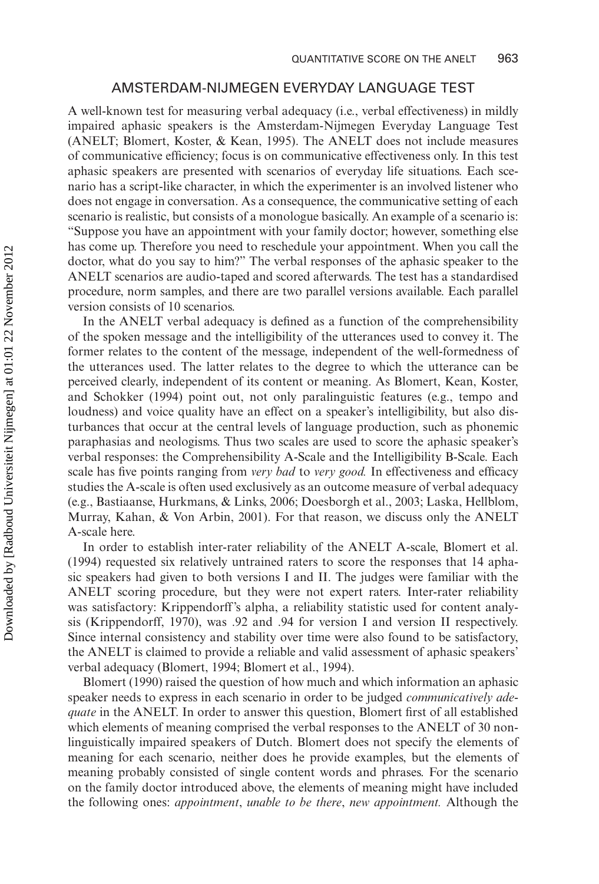## AMSTERDAM-NIJMEGEN EVERYDAY LANGUAGE TEST

A well-known test for measuring verbal adequacy (i.e., verbal effectiveness) in mildly impaired aphasic speakers is the Amsterdam-Nijmegen Everyday Language Test (ANELT; Blomert, Koster, & Kean, 1995). The ANELT does not include measures of communicative efficiency; focus is on communicative effectiveness only. In this test aphasic speakers are presented with scenarios of everyday life situations. Each scenario has a script-like character, in which the experimenter is an involved listener who does not engage in conversation. As a consequence, the communicative setting of each scenario is realistic, but consists of a monologue basically. An example of a scenario is: "Suppose you have an appointment with your family doctor; however, something else has come up. Therefore you need to reschedule your appointment. When you call the doctor, what do you say to him?" The verbal responses of the aphasic speaker to the ANELT scenarios are audio-taped and scored afterwards. The test has a standardised procedure, norm samples, and there are two parallel versions available. Each parallel version consists of 10 scenarios.

In the ANELT verbal adequacy is defined as a function of the comprehensibility of the spoken message and the intelligibility of the utterances used to convey it. The former relates to the content of the message, independent of the well-formedness of the utterances used. The latter relates to the degree to which the utterance can be perceived clearly, independent of its content or meaning. As Blomert, Kean, Koster, and Schokker (1994) point out, not only paralinguistic features (e.g., tempo and loudness) and voice quality have an effect on a speaker's intelligibility, but also disturbances that occur at the central levels of language production, such as phonemic paraphasias and neologisms. Thus two scales are used to score the aphasic speaker's verbal responses: the Comprehensibility A-Scale and the Intelligibility B-Scale. Each scale has five points ranging from *very bad* to *very good.* In effectiveness and efficacy studies the A-scale is often used exclusively as an outcome measure of verbal adequacy (e.g., Bastiaanse, Hurkmans, & Links, 2006; Doesborgh et al., 2003; Laska, Hellblom, Murray, Kahan, & Von Arbin, 2001). For that reason, we discuss only the ANELT A-scale here.

In order to establish inter-rater reliability of the ANELT A-scale, Blomert et al. (1994) requested six relatively untrained raters to score the responses that 14 aphasic speakers had given to both versions I and II. The judges were familiar with the ANELT scoring procedure, but they were not expert raters. Inter-rater reliability was satisfactory: Krippendorff's alpha, a reliability statistic used for content analysis (Krippendorff, 1970), was .92 and .94 for version I and version II respectively. Since internal consistency and stability over time were also found to be satisfactory, the ANELT is claimed to provide a reliable and valid assessment of aphasic speakers' verbal adequacy (Blomert, 1994; Blomert et al., 1994).

Blomert (1990) raised the question of how much and which information an aphasic speaker needs to express in each scenario in order to be judged *communicatively adequate* in the ANELT. In order to answer this question, Blomert first of all established which elements of meaning comprised the verbal responses to the ANELT of 30 non-linguistically impaired speakers of Dutch. Blomert does not specify the elements of meaning for each scenario, neither does he provide examples, but the elements of meaning probably consisted of single content words and phrases. For the scenario on the family doctor introduced above, the elements of meaning might have included the following ones: *appointment*, *unable to be there*, *new appointment.* Although the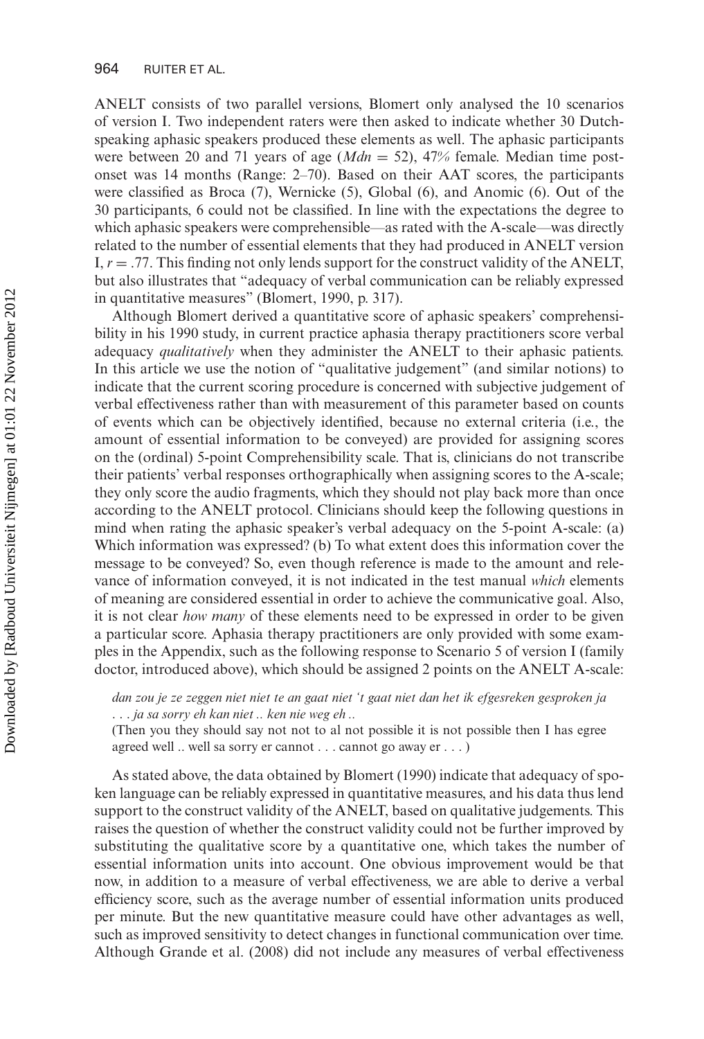ANELT consists of two parallel versions, Blomert only analysed the 10 scenarios of version I. Two independent raters were then asked to indicate whether 30 Dutch-speaking aphasic speakers produced these elements as well. The aphasic participants were between 20 and 71 years of age (*Mdn* = 52), 47% female. Median time post-onset was 14 months (Range: 2–70). Based on their AAT scores, the participants were classified as Broca (7), Wernicke (5), Global (6), and Anomic (6). Out of the 30 participants, 6 could not be classified. In line with the expectations the degree to which aphasic speakers were comprehensible—as rated with the A-scale—was directly related to the number of essential elements that they had produced in ANELT version I, $r = .77$. This finding not only lends support for the construct validity of the ANELT, but also illustrates that "adequacy of verbal communication can be reliably expressed in quantitative measures" (Blomert, 1990, p. 317).

Although Blomert derived a quantitative score of aphasic speakers' comprehensibility in his 1990 study, in current practice aphasia therapy practitioners score verbal adequacy *qualitatively* when they administer the ANELT to their aphasic patients. In this article we use the notion of "qualitative judgement" (and similar notions) to indicate that the current scoring procedure is concerned with subjective judgement of verbal effectiveness rather than with measurement of this parameter based on counts of events which can be objectively identified, because no external criteria (i.e., the amount of essential information to be conveyed) are provided for assigning scores on the (ordinal) 5-point Comprehensibility scale. That is, clinicians do not transcribe their patients' verbal responses orthographically when assigning scores to the A-scale; they only score the audio fragments, which they should not play back more than once according to the ANELT protocol. Clinicians should keep the following questions in mind when rating the aphasic speaker's verbal adequacy on the 5-point A-scale: (a) Which information was expressed? (b) To what extent does this information cover the message to be conveyed? So, even though reference is made to the amount and relevance of information conveyed, it is not indicated in the test manual *which* elements of meaning are considered essential in order to achieve the communicative goal. Also, it is not clear *how many* of these elements need to be expressed in order to be given a particular score. Aphasia therapy practitioners are only provided with some examples in the Appendix, such as the following response to Scenario 5 of version I (family doctor, introduced above), which should be assigned 2 points on the ANELT A-scale:

> *dan zou je ze zeggen niet niet te an gaat niet 't gaat niet dan het ik efgesreken gesproken ja . . . ja sa sorry eh kan niet .. ken nie weg eh ..*
>
> (Then you they should say not not to al not possible it is not possible then I has egree agreed well .. well sa sorry er cannot . . . cannot go away er . . . )

As stated above, the data obtained by Blomert (1990) indicate that adequacy of spoken language can be reliably expressed in quantitative measures, and his data thus lend support to the construct validity of the ANELT, based on qualitative judgements. This raises the question of whether the construct validity could not be further improved by substituting the qualitative score by a quantitative one, which takes the number of essential information units into account. One obvious improvement would be that now, in addition to a measure of verbal effectiveness, we are able to derive a verbal efficiency score, such as the average number of essential information units produced per minute. But the new quantitative measure could have other advantages as well, such as improved sensitivity to detect changes in functional communication over time. Although Grande et al. (2008) did not include any measures of verbal effectiveness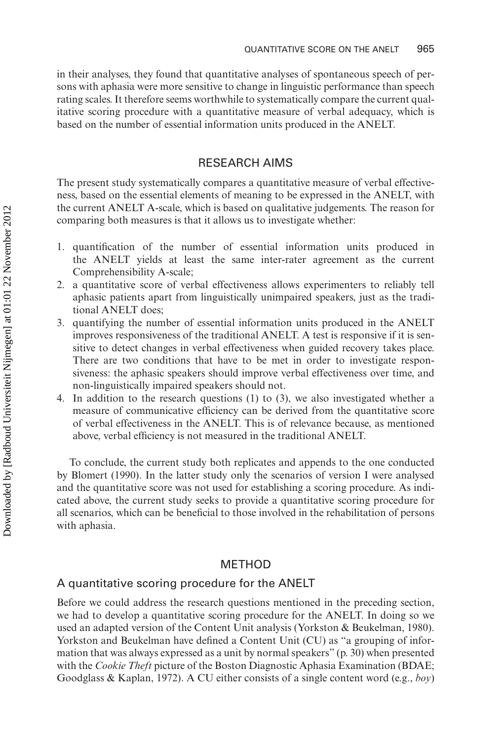in their analyses, they found that quantitative analyses of spontaneous speech of persons with aphasia were more sensitive to change in linguistic performance than speech rating scales. It therefore seems worthwhile to systematically compare the current qualitative scoring procedure with a quantitative measure of verbal adequacy, which is based on the number of essential information units produced in the ANELT.

## RESEARCH AIMS

The present study systematically compares a quantitative measure of verbal effectiveness, based on the essential elements of meaning to be expressed in the ANELT, with the current ANELT A-scale, which is based on qualitative judgements. The reason for comparing both measures is that it allows us to investigate whether:

1. quantification of the number of essential information units produced in the ANELT yields at least the same inter-rater agreement as the current Comprehensibility A-scale;
2. a quantitative score of verbal effectiveness allows experimenters to reliably tell aphasic patients apart from linguistically unimpaired speakers, just as the traditional ANELT does;
3. quantifying the number of essential information units produced in the ANELT improves responsiveness of the traditional ANELT. A test is responsive if it is sensitive to detect changes in verbal effectiveness when guided recovery takes place. There are two conditions that have to be met in order to investigate responsiveness: the aphasic speakers should improve verbal effectiveness over time, and non-linguistically impaired speakers should not.
4. In addition to the research questions (1) to (3), we also investigated whether a measure of communicative efficiency can be derived from the quantitative score of verbal effectiveness in the ANELT. This is of relevance because, as mentioned above, verbal efficiency is not measured in the traditional ANELT.

To conclude, the current study both replicates and appends to the one conducted by Blomert (1990). In the latter study only the scenarios of version I were analysed and the quantitative score was not used for establishing a scoring procedure. As indicated above, the current study seeks to provide a quantitative scoring procedure for all scenarios, which can be beneficial to those involved in the rehabilitation of persons with aphasia.

## METHOD

### A quantitative scoring procedure for the ANELT

Before we could address the research questions mentioned in the preceding section, we had to develop a quantitative scoring procedure for the ANELT. In doing so we used an adapted version of the Content Unit analysis (Yorkston & Beukelman, 1980). Yorkston and Beukelman have defined a Content Unit (CU) as "a grouping of information that was always expressed as a unit by normal speakers" (p. 30) when presented with the *Cookie Theft* picture of the Boston Diagnostic Aphasia Examination (BDAE; Goodglass & Kaplan, 1972). A CU either consists of a single content word (e.g., *boy*)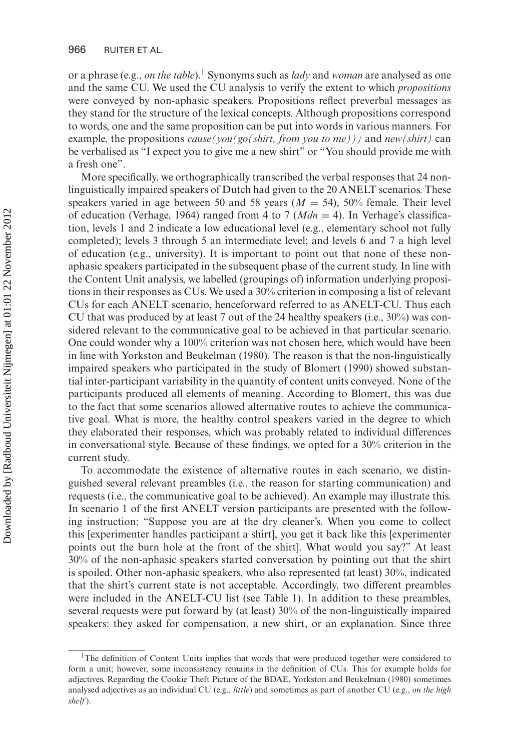or a phrase (e.g., *on the table*).[1] Synonyms such as *lady* and *woman* are analysed as one and the same CU. We used the CU analysis to verify the extent to which *propositions* were conveyed by non-aphasic speakers. Propositions reflect preverbal messages as they stand for the structure of the lexical concepts. Although propositions correspond to words, one and the same proposition can be put into words in various manners. For example, the propositions *cause(you(go(shirt, from you to me)))* and *new(shirt)* can be verbalised as "I expect you to give me a new shirt" or "You should provide me with a fresh one".

More specifically, we orthographically transcribed the verbal responses that 24 non-linguistically impaired speakers of Dutch had given to the 20 ANELT scenarios. These speakers varied in age between 50 and 58 years ($M = 54$), 50% female. Their level of education (Verhage, 1964) ranged from 4 to 7 ($Mdn = 4$). In Verhage's classification, levels 1 and 2 indicate a low educational level (e.g., elementary school not fully completed); levels 3 through 5 an intermediate level; and levels 6 and 7 a high level of education (e.g., university). It is important to point out that none of these non-aphasic speakers participated in the subsequent phase of the current study. In line with the Content Unit analysis, we labelled (groupings of) information underlying propositions in their responses as CUs. We used a 30% criterion in composing a list of relevant CUs for each ANELT scenario, henceforward referred to as ANELT-CU. Thus each CU that was produced by at least 7 out of the 24 healthy speakers (i.e., 30%) was considered relevant to the communicative goal to be achieved in that particular scenario. One could wonder why a 100% criterion was not chosen here, which would have been in line with Yorkston and Beukelman (1980). The reason is that the non-linguistically impaired speakers who participated in the study of Blomert (1990) showed substantial inter-participant variability in the quantity of content units conveyed. None of the participants produced all elements of meaning. According to Blomert, this was due to the fact that some scenarios allowed alternative routes to achieve the communicative goal. What is more, the healthy control speakers varied in the degree to which they elaborated their responses, which was probably related to individual differences in conversational style. Because of these findings, we opted for a 30% criterion in the current study.

To accommodate the existence of alternative routes in each scenario, we distinguished several relevant preambles (i.e., the reason for starting communication) and requests (i.e., the communicative goal to be achieved). An example may illustrate this. In scenario 1 of the first ANELT version participants are presented with the following instruction: "Suppose you are at the dry cleaner's. When you come to collect this [experimenter handles participant a shirt], you get it back like this [experimenter points out the burn hole at the front of the shirt]. What would you say?" At least 30% of the non-aphasic speakers started conversation by pointing out that the shirt is spoiled. Other non-aphasic speakers, who also represented (at least) 30%, indicated that the shirt's current state is not acceptable. Accordingly, two different preambles were included in the ANELT-CU list (see Table 1). In addition to these preambles, several requests were put forward by (at least) 30% of the non-linguistically impaired speakers: they asked for compensation, a new shirt, or an explanation. Since three

[1] The definition of Content Units implies that words that were produced together were considered to form a unit; however, some inconsistency remains in the definition of CUs. This for example holds for adjectives. Regarding the Cookie Theft Picture of the BDAE, Yorkston and Beukelman (1980) sometimes analysed adjectives as an individual CU (e.g., *little*) and sometimes as part of another CU (e.g., *on the high shelf*).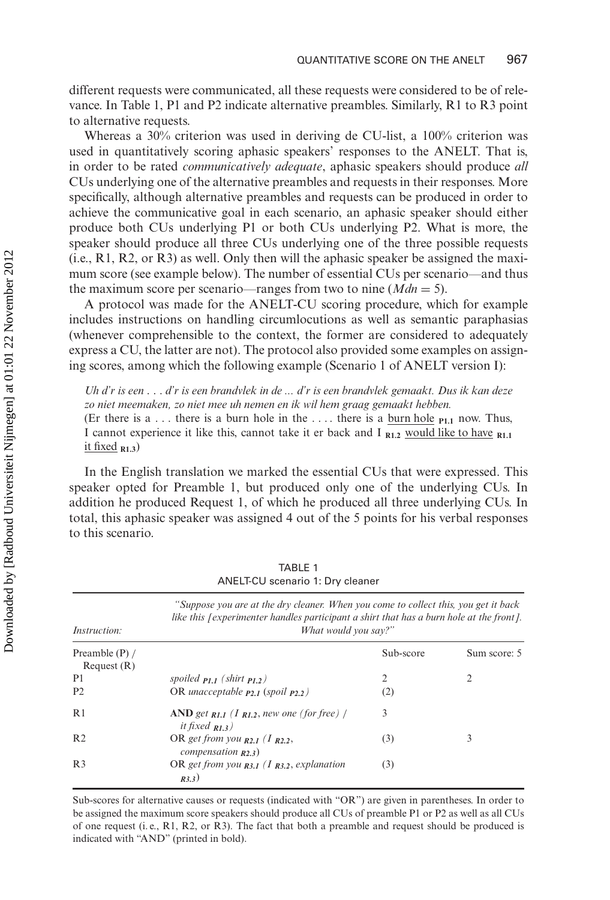different requests were communicated, all these requests were considered to be of relevance. In Table 1, P1 and P2 indicate alternative preambles. Similarly, R1 to R3 point to alternative requests.

Whereas a 30% criterion was used in deriving de CU-list, a 100% criterion was used in quantitatively scoring aphasic speakers' responses to the ANELT. That is, in order to be rated *communicatively adequate*, aphasic speakers should produce *all* CUs underlying one of the alternative preambles and requests in their responses. More specifically, although alternative preambles and requests can be produced in order to achieve the communicative goal in each scenario, an aphasic speaker should either produce both CUs underlying P1 or both CUs underlying P2. What is more, the speaker should produce all three CUs underlying one of the three possible requests (i.e., R1, R2, or R3) as well. Only then will the aphasic speaker be assigned the maximum score (see example below). The number of essential CUs per scenario—and thus the maximum score per scenario—ranges from two to nine ($Mdn = 5$).

A protocol was made for the ANELT-CU scoring procedure, which for example includes instructions on handling circumlocutions as well as semantic paraphasias (whenever comprehensible to the context, the former are considered to adequately express a CU, the latter are not). The protocol also provided some examples on assigning scores, among which the following example (Scenario 1 of ANELT version I):

*Uh d'r is een . . . d'r is een brandvlek in de ... d'r is een brandvlek gemaakt. Dus ik kan deze zo niet meemaken, zo niet mee uh nemen en ik wil hem graag gemaakt hebben.*
(Er there is a . . . there is a burn hole in the . . . . there is a burn hole $_{\mathbf{P1.1}}$ now. Thus, I cannot experience it like this, cannot take it er back and I $_{\mathbf{R1.2}}$ would like to have $_{\mathbf{R1.1}}$ it fixed $_{\mathbf{R1.3}}$)

In the English translation we marked the essential CUs that were expressed. This speaker opted for Preamble 1, but produced only one of the underlying CUs. In addition he produced Request 1, of which he produced all three underlying CUs. In total, this aphasic speaker was assigned 4 out of the 5 points for his verbal responses to this scenario.

TABLE 1
ANELT-CU scenario 1: Dry cleaner

| *Instruction:* | *"Suppose you are at the dry cleaner. When you come to collect this, you get it back like this [experimenter handles participant a shirt that has a burn hole at the front]. What would you say?"* | | |
|---|---|---|---|
| Preamble (P) / Request (R) | | Sub-score | Sum score: 5 |
| P1 | *spoiled $_{P1.1}$ (shirt $_{P1.2}$)* | 2 | 2 |
| P2 | OR *unacceptable $_{P2.1}$ (spoil $_{P2.2}$)* | (2) | |
| R1 | **AND** *get $_{R1.1}$ (I $_{R1.2}$, new one (for free) / it fixed $_{R1.3}$)* | 3 | |
| R2 | OR *get from you $_{R2.1}$ (I $_{R2.2}$, compensation $_{R2.3}$)* | (3) | 3 |
| R3 | OR *get from you $_{R3.1}$ (I $_{R3.2}$, explanation $_{R3.3}$)* | (3) | |

Sub-scores for alternative causes or requests (indicated with "OR") are given in parentheses. In order to be assigned the maximum score speakers should produce all CUs of preamble P1 or P2 as well as all CUs of one request (i. e., R1, R2, or R3). The fact that both a preamble and request should be produced is indicated with "AND" (printed in bold).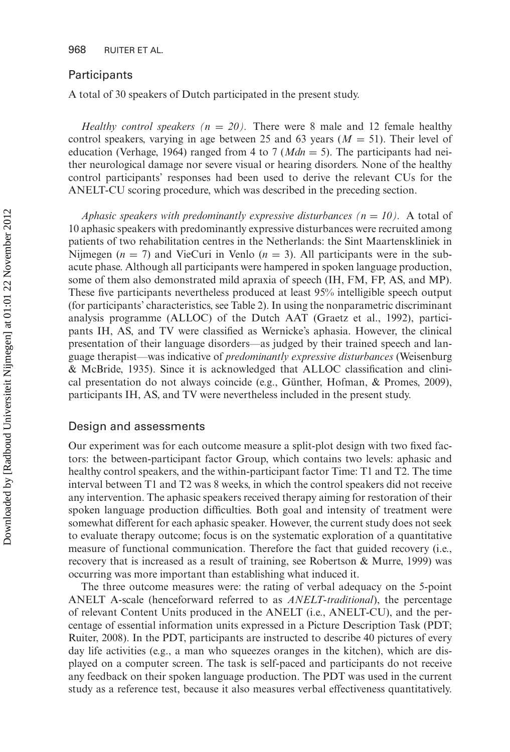## Participants

A total of 30 speakers of Dutch participated in the present study.

*Healthy control speakers (n = 20).* There were 8 male and 12 female healthy control speakers, varying in age between 25 and 63 years ($M = 51$). Their level of education (Verhage, 1964) ranged from 4 to 7 ($Mdn = 5$). The participants had neither neurological damage nor severe visual or hearing disorders. None of the healthy control participants' responses had been used to derive the relevant CUs for the ANELT-CU scoring procedure, which was described in the preceding section.

*Aphasic speakers with predominantly expressive disturbances (n = 10).* A total of 10 aphasic speakers with predominantly expressive disturbances were recruited among patients of two rehabilitation centres in the Netherlands: the Sint Maartenskliniek in Nijmegen ($n = 7$) and VieCuri in Venlo ($n = 3$). All participants were in the subacute phase. Although all participants were hampered in spoken language production, some of them also demonstrated mild apraxia of speech (IH, FM, FP, AS, and MP). These five participants nevertheless produced at least 95% intelligible speech output (for participants' characteristics, see Table 2). In using the nonparametric discriminant analysis programme (ALLOC) of the Dutch AAT (Graetz et al., 1992), participants IH, AS, and TV were classified as Wernicke's aphasia. However, the clinical presentation of their language disorders—as judged by their trained speech and language therapist—was indicative of *predominantly expressive disturbances* (Weisenburg & McBride, 1935). Since it is acknowledged that ALLOC classification and clinical presentation do not always coincide (e.g., Günther, Hofman, & Promes, 2009), participants IH, AS, and TV were nevertheless included in the present study.

## Design and assessments

Our experiment was for each outcome measure a split-plot design with two fixed factors: the between-participant factor Group, which contains two levels: aphasic and healthy control speakers, and the within-participant factor Time: T1 and T2. The time interval between T1 and T2 was 8 weeks, in which the control speakers did not receive any intervention. The aphasic speakers received therapy aiming for restoration of their spoken language production difficulties. Both goal and intensity of treatment were somewhat different for each aphasic speaker. However, the current study does not seek to evaluate therapy outcome; focus is on the systematic exploration of a quantitative measure of functional communication. Therefore the fact that guided recovery (i.e., recovery that is increased as a result of training, see Robertson & Murre, 1999) was occurring was more important than establishing what induced it.

The three outcome measures were: the rating of verbal adequacy on the 5-point ANELT A-scale (henceforward referred to as *ANELT-traditional*), the percentage of relevant Content Units produced in the ANELT (i.e., ANELT-CU), and the percentage of essential information units expressed in a Picture Description Task (PDT; Ruiter, 2008). In the PDT, participants are instructed to describe 40 pictures of every day life activities (e.g., a man who squeezes oranges in the kitchen), which are displayed on a computer screen. The task is self-paced and participants do not receive any feedback on their spoken language production. The PDT was used in the current study as a reference test, because it also measures verbal effectiveness quantitatively.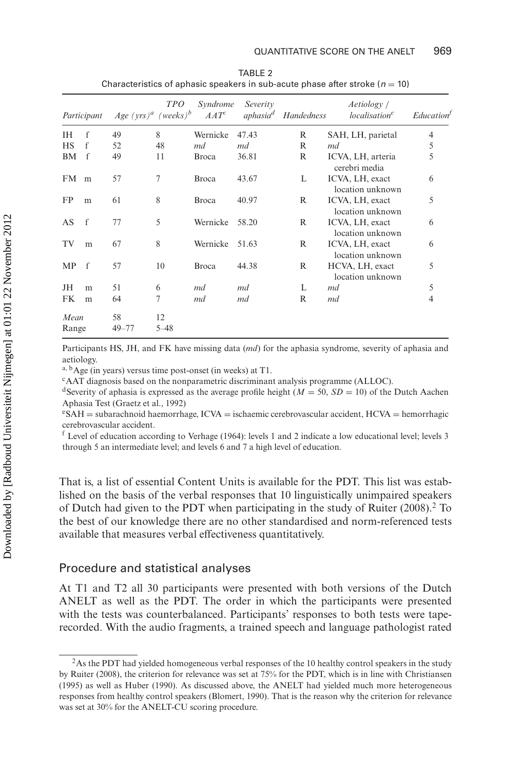TABLE 2
Characteristics of aphasic speakers in sub-acute phase after stroke ($n = 10$)

| Participant | | Age (yrs)[a] | TPO (weeks)[b] | Syndrome AAT[c] | Severity aphasia[d] | Handedness | Aetiology / localisation[e] | Education[f] |
|---|---|---|---|---|---|---|---|---|
| IH | f | 49 | 8 | Wernicke | 47.43 | R | SAH, LH, parietal | 4 |
| HS | f | 52 | 48 | *md* | *md* | R | *md* | 5 |
| BM | f | 49 | 11 | Broca | 36.81 | R | ICVA, LH, arteria cerebri media | 5 |
| FM | m | 57 | 7 | Broca | 43.67 | L | ICVA, LH, exact location unknown | 6 |
| FP | m | 61 | 8 | Broca | 40.97 | R | ICVA, LH, exact location unknown | 5 |
| AS | f | 77 | 5 | Wernicke | 58.20 | R | ICVA, LH, exact location unknown | 6 |
| TV | m | 67 | 8 | Wernicke | 51.63 | R | ICVA, LH, exact location unknown | 6 |
| MP | f | 57 | 10 | Broca | 44.38 | R | HCVA, LH, exact location unknown | 5 |
| JH | m | 51 | 6 | *md* | *md* | L | *md* | 5 |
| FK | m | 64 | 7 | *md* | *md* | R | *md* | 4 |
| *Mean* | | 58 | 12 | | | | | |
| Range | | 49–77 | 5–48 | | | | | |

Participants HS, JH, and FK have missing data (*md*) for the aphasia syndrome, severity of aphasia and aetiology.

[a, b]Age (in years) versus time post-onset (in weeks) at T1.

[c]AAT diagnosis based on the nonparametric discriminant analysis programme (ALLOC).

[d]Severity of aphasia is expressed as the average profile height ($M = 50$, $SD = 10$) of the Dutch Aachen Aphasia Test (Graetz et al., 1992)

[e]SAH = subarachnoid haemorrhage, ICVA = ischaemic cerebrovascular accident, HCVA = hemorrhagic cerebrovascular accident.

[f] Level of education according to Verhage (1964): levels 1 and 2 indicate a low educational level; levels 3 through 5 an intermediate level; and levels 6 and 7 a high level of education.

That is, a list of essential Content Units is available for the PDT. This list was established on the basis of the verbal responses that 10 linguistically unimpaired speakers of Dutch had given to the PDT when participating in the study of Ruiter (2008).[2] To the best of our knowledge there are no other standardised and norm-referenced tests available that measures verbal effectiveness quantitatively.

## Procedure and statistical analyses

At T1 and T2 all 30 participants were presented with both versions of the Dutch ANELT as well as the PDT. The order in which the participants were presented with the tests was counterbalanced. Participants' responses to both tests were tape-recorded. With the audio fragments, a trained speech and language pathologist rated

[2]As the PDT had yielded homogeneous verbal responses of the 10 healthy control speakers in the study by Ruiter (2008), the criterion for relevance was set at 75% for the PDT, which is in line with Christiansen (1995) as well as Huber (1990). As discussed above, the ANELT had yielded much more heterogeneous responses from healthy control speakers (Blomert, 1990). That is the reason why the criterion for relevance was set at 30% for the ANELT-CU scoring procedure.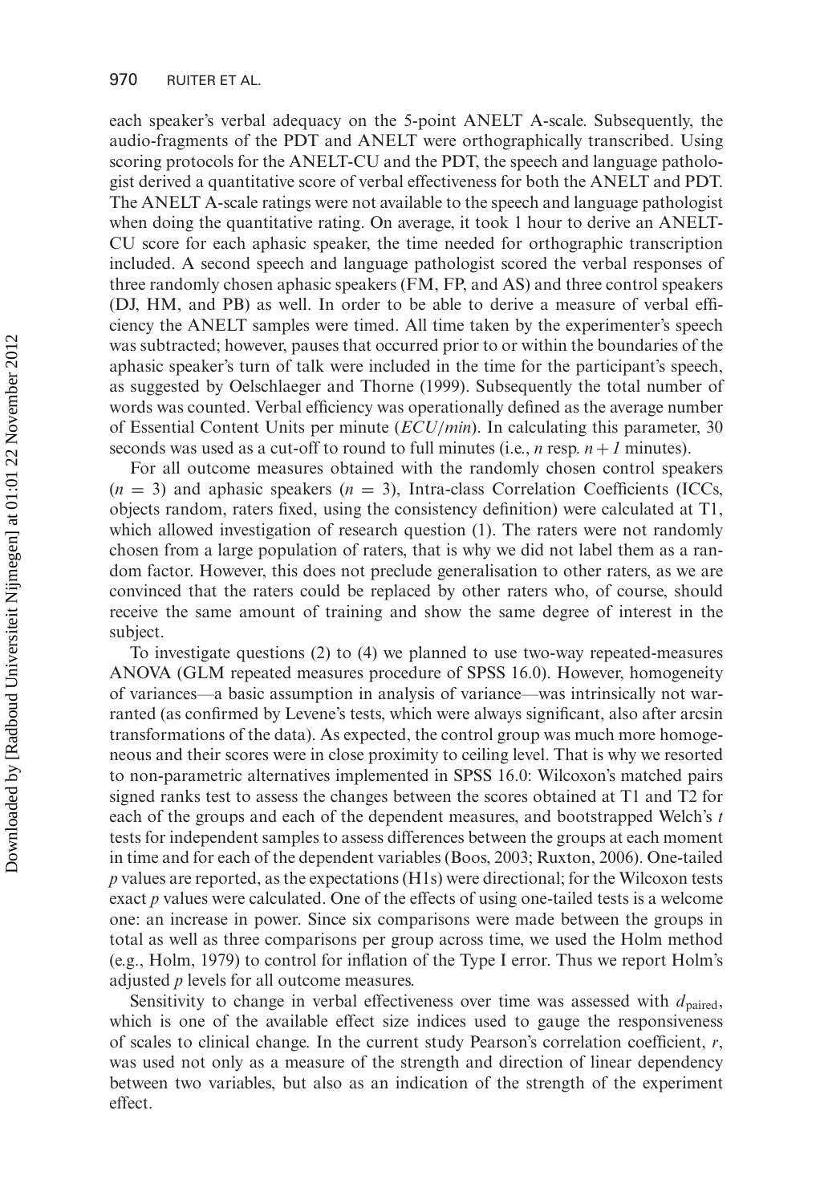each speaker's verbal adequacy on the 5-point ANELT A-scale. Subsequently, the audio-fragments of the PDT and ANELT were orthographically transcribed. Using scoring protocols for the ANELT-CU and the PDT, the speech and language pathologist derived a quantitative score of verbal effectiveness for both the ANELT and PDT. The ANELT A-scale ratings were not available to the speech and language pathologist when doing the quantitative rating. On average, it took 1 hour to derive an ANELT-CU score for each aphasic speaker, the time needed for orthographic transcription included. A second speech and language pathologist scored the verbal responses of three randomly chosen aphasic speakers (FM, FP, and AS) and three control speakers (DJ, HM, and PB) as well. In order to be able to derive a measure of verbal efficiency the ANELT samples were timed. All time taken by the experimenter's speech was subtracted; however, pauses that occurred prior to or within the boundaries of the aphasic speaker's turn of talk were included in the time for the participant's speech, as suggested by Oelschlaeger and Thorne (1999). Subsequently the total number of words was counted. Verbal efficiency was operationally defined as the average number of Essential Content Units per minute (*ECU/min*). In calculating this parameter, 30 seconds was used as a cut-off to round to full minutes (i.e., $n$ resp. $n + 1$ minutes).

For all outcome measures obtained with the randomly chosen control speakers ($n = 3$) and aphasic speakers ($n = 3$), Intra-class Correlation Coefficients (ICCs, objects random, raters fixed, using the consistency definition) were calculated at T1, which allowed investigation of research question (1). The raters were not randomly chosen from a large population of raters, that is why we did not label them as a random factor. However, this does not preclude generalisation to other raters, as we are convinced that the raters could be replaced by other raters who, of course, should receive the same amount of training and show the same degree of interest in the subject.

To investigate questions (2) to (4) we planned to use two-way repeated-measures ANOVA (GLM repeated measures procedure of SPSS 16.0). However, homogeneity of variances—a basic assumption in analysis of variance—was intrinsically not warranted (as confirmed by Levene's tests, which were always significant, also after arcsin transformations of the data). As expected, the control group was much more homogeneous and their scores were in close proximity to ceiling level. That is why we resorted to non-parametric alternatives implemented in SPSS 16.0: Wilcoxon's matched pairs signed ranks test to assess the changes between the scores obtained at T1 and T2 for each of the groups and each of the dependent measures, and bootstrapped Welch's $t$ tests for independent samples to assess differences between the groups at each moment in time and for each of the dependent variables (Boos, 2003; Ruxton, 2006). One-tailed $p$ values are reported, as the expectations (H1s) were directional; for the Wilcoxon tests exact $p$ values were calculated. One of the effects of using one-tailed tests is a welcome one: an increase in power. Since six comparisons were made between the groups in total as well as three comparisons per group across time, we used the Holm method (e.g., Holm, 1979) to control for inflation of the Type I error. Thus we report Holm's adjusted $p$ levels for all outcome measures.

Sensitivity to change in verbal effectiveness over time was assessed with $d_{\text{paired}}$, which is one of the available effect size indices used to gauge the responsiveness of scales to clinical change. In the current study Pearson's correlation coefficient, $r$, was used not only as a measure of the strength and direction of linear dependency between two variables, but also as an indication of the strength of the experiment effect.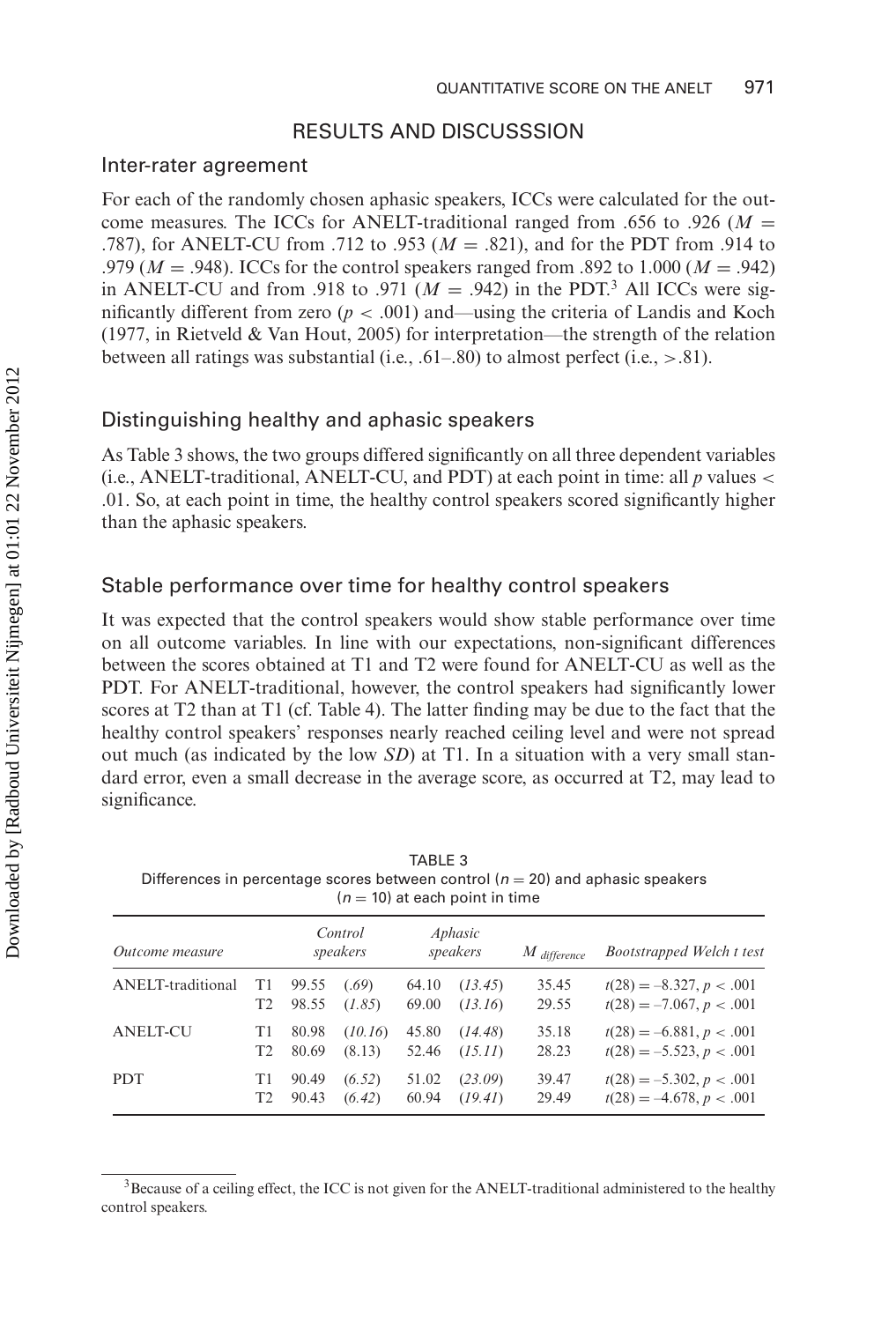## RESULTS AND DISCUSSSION

### Inter-rater agreement

For each of the randomly chosen aphasic speakers, ICCs were calculated for the outcome measures. The ICCs for ANELT-traditional ranged from .656 to .926 ($M$ = .787), for ANELT-CU from .712 to .953 ($M$ = .821), and for the PDT from .914 to .979 ($M$ = .948). ICCs for the control speakers ranged from .892 to 1.000 ($M$ = .942) in ANELT-CU and from .918 to .971 ($M$ = .942) in the PDT.[3] All ICCs were significantly different from zero ($p < .001$) and—using the criteria of Landis and Koch (1977, in Rietveld & Van Hout, 2005) for interpretation—the strength of the relation between all ratings was substantial (i.e., .61–.80) to almost perfect (i.e., >.81).

### Distinguishing healthy and aphasic speakers

As Table 3 shows, the two groups differed significantly on all three dependent variables (i.e., ANELT-traditional, ANELT-CU, and PDT) at each point in time: all $p$ values < .01. So, at each point in time, the healthy control speakers scored significantly higher than the aphasic speakers.

### Stable performance over time for healthy control speakers

It was expected that the control speakers would show stable performance over time on all outcome variables. In line with our expectations, non-significant differences between the scores obtained at T1 and T2 were found for ANELT-CU as well as the PDT. For ANELT-traditional, however, the control speakers had significantly lower scores at T2 than at T1 (cf. Table 4). The latter finding may be due to the fact that the healthy control speakers' responses nearly reached ceiling level and were not spread out much (as indicated by the low *SD*) at T1. In a situation with a very small standard error, even a small decrease in the average score, as occurred at T2, may lead to significance.

TABLE 3
Differences in percentage scores between control ($n$ = 20) and aphasic speakers ($n$ = 10) at each point in time

| *Outcome measure* | | *Control speakers* | | *Aphasic speakers* | | $M_{difference}$ | *Bootstrapped Welch t test* |
|---|---|---|---|---|---|---|---|
| ANELT-traditional | T1 | 99.55 | (*.69*) | 64.10 | (*13.45*) | 35.45 | $t(28) = -8.327, p < .001$ |
| | T2 | 98.55 | (*1.85*) | 69.00 | (*13.16*) | 29.55 | $t(28) = -7.067, p < .001$ |
| ANELT-CU | T1 | 80.98 | (*10.16*) | 45.80 | (*14.48*) | 35.18 | $t(28) = -6.881, p < .001$ |
| | T2 | 80.69 | (8.13) | 52.46 | (*15.11*) | 28.23 | $t(28) = -5.523, p < .001$ |
| PDT | T1 | 90.49 | (*6.52*) | 51.02 | (*23.09*) | 39.47 | $t(28) = -5.302, p < .001$ |
| | T2 | 90.43 | (*6.42*) | 60.94 | (*19.41*) | 29.49 | $t(28) = -4.678, p < .001$ |

[3] Because of a ceiling effect, the ICC is not given for the ANELT-traditional administered to the healthy control speakers.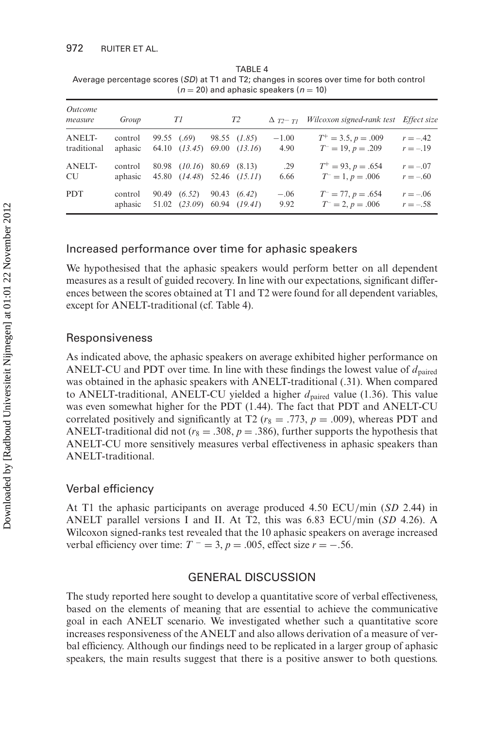TABLE 4
Average percentage scores (*SD*) at T1 and T2; changes in scores over time for both control ($n = 20$) and aphasic speakers ($n = 10$)

| *Outcome measure* | *Group* | *T1* | | *T2* | | $\Delta_{T2-T1}$ | *Wilcoxon signed-rank test* | *Effect size* |
|---|---|---|---|---|---|---|---|---|
| ANELT-traditional | control | 99.55 | (*.69*) | 98.55 | (*1.85*) | −1.00 | $T^{+} = 3.5, p = .009$ | $r = -.42$ |
| | aphasic | 64.10 | (*13.45*) | 69.00 | (*13.16*) | 4.90 | $T^{-} = 19, p = .209$ | $r = -.19$ |
| ANELT-CU | control | 80.98 | (*10.16*) | 80.69 | (8.13) | .29 | $T^{+} = 93, p = .654$ | $r = -.07$ |
| | aphasic | 45.80 | (*14.48*) | 52.46 | (*15.11*) | 6.66 | $T^{-} = 1, p = .006$ | $r = -.60$ |
| PDT | control | 90.49 | (*6.52*) | 90.43 | (*6.42*) | −.06 | $T^{-} = 77, p = .654$ | $r = -.06$ |
| | aphasic | 51.02 | (*23.09*) | 60.94 | (*19.41*) | 9.92 | $T^{-} = 2, p = .006$ | $r = -.58$ |

## Increased performance over time for aphasic speakers

We hypothesised that the aphasic speakers would perform better on all dependent measures as a result of guided recovery. In line with our expectations, significant differences between the scores obtained at T1 and T2 were found for all dependent variables, except for ANELT-traditional (cf. Table 4).

## Responsiveness

As indicated above, the aphasic speakers on average exhibited higher performance on ANELT-CU and PDT over time. In line with these findings the lowest value of $d_{\text{paired}}$ was obtained in the aphasic speakers with ANELT-traditional (.31). When compared to ANELT-traditional, ANELT-CU yielded a higher $d_{\text{paired}}$ value (1.36). This value was even somewhat higher for the PDT (1.44). The fact that PDT and ANELT-CU correlated positively and significantly at T2 ($r_8 = .773$, $p = .009$), whereas PDT and ANELT-traditional did not ($r_8 = .308$, $p = .386$), further supports the hypothesis that ANELT-CU more sensitively measures verbal effectiveness in aphasic speakers than ANELT-traditional.

## Verbal efficiency

At T1 the aphasic participants on average produced 4.50 ECU/min (*SD* 2.44) in ANELT parallel versions I and II. At T2, this was 6.83 ECU/min (*SD* 4.26). A Wilcoxon signed-ranks test revealed that the 10 aphasic speakers on average increased verbal efficiency over time: $T^{-} = 3$, $p = .005$, effect size $r = -.56$.

# GENERAL DISCUSSION

The study reported here sought to develop a quantitative score of verbal effectiveness, based on the elements of meaning that are essential to achieve the communicative goal in each ANELT scenario. We investigated whether such a quantitative score increases responsiveness of the ANELT and also allows derivation of a measure of verbal efficiency. Although our findings need to be replicated in a larger group of aphasic speakers, the main results suggest that there is a positive answer to both questions.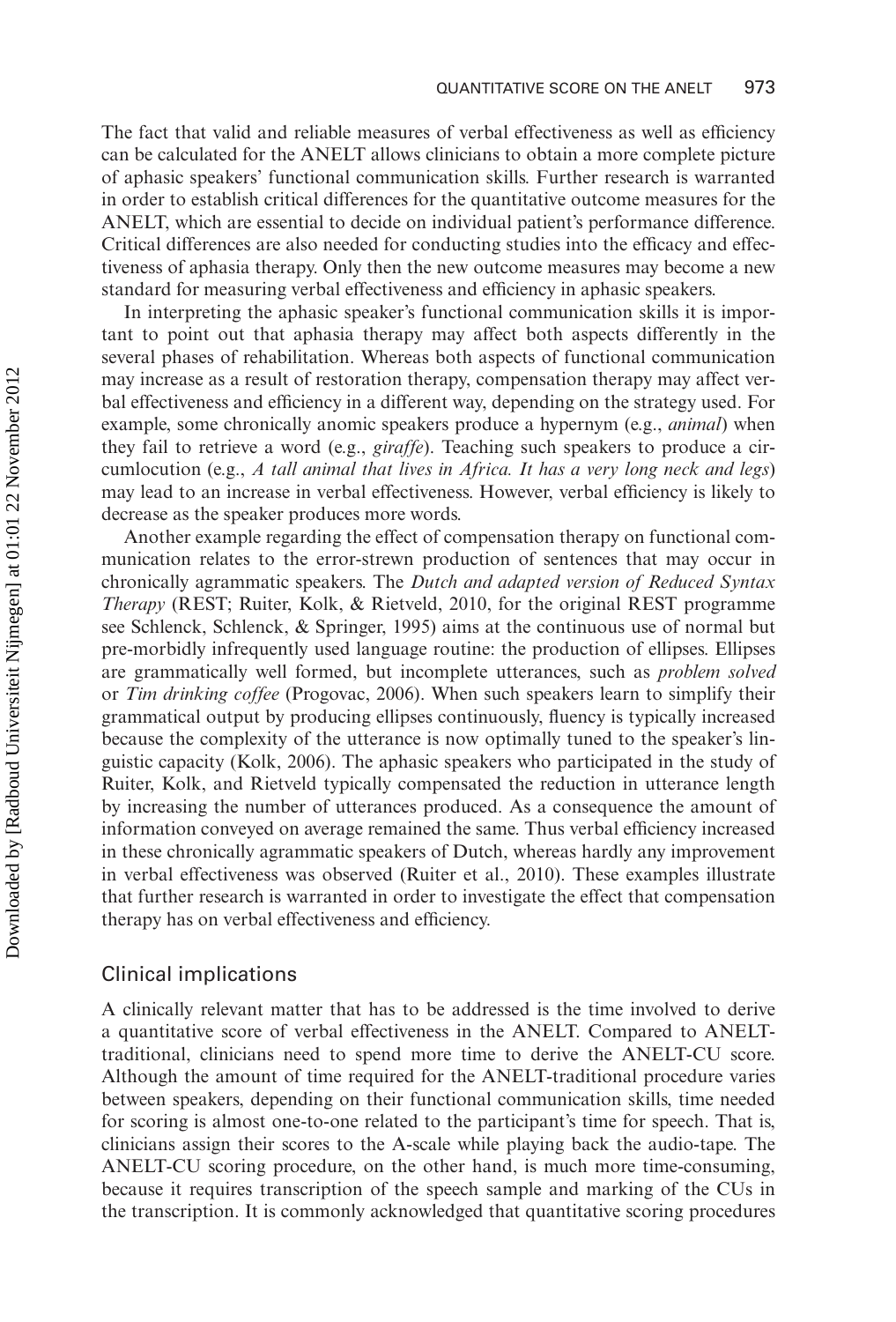The fact that valid and reliable measures of verbal effectiveness as well as efficiency can be calculated for the ANELT allows clinicians to obtain a more complete picture of aphasic speakers' functional communication skills. Further research is warranted in order to establish critical differences for the quantitative outcome measures for the ANELT, which are essential to decide on individual patient's performance difference. Critical differences are also needed for conducting studies into the efficacy and effectiveness of aphasia therapy. Only then the new outcome measures may become a new standard for measuring verbal effectiveness and efficiency in aphasic speakers.

In interpreting the aphasic speaker's functional communication skills it is important to point out that aphasia therapy may affect both aspects differently in the several phases of rehabilitation. Whereas both aspects of functional communication may increase as a result of restoration therapy, compensation therapy may affect verbal effectiveness and efficiency in a different way, depending on the strategy used. For example, some chronically anomic speakers produce a hypernym (e.g., *animal*) when they fail to retrieve a word (e.g., *giraffe*). Teaching such speakers to produce a circumlocution (e.g., *A tall animal that lives in Africa. It has a very long neck and legs*) may lead to an increase in verbal effectiveness. However, verbal efficiency is likely to decrease as the speaker produces more words.

Another example regarding the effect of compensation therapy on functional communication relates to the error-strewn production of sentences that may occur in chronically agrammatic speakers. The *Dutch and adapted version of Reduced Syntax Therapy* (REST; Ruiter, Kolk, & Rietveld, 2010, for the original REST programme see Schlenck, Schlenck, & Springer, 1995) aims at the continuous use of normal but pre-morbidly infrequently used language routine: the production of ellipses. Ellipses are grammatically well formed, but incomplete utterances, such as *problem solved* or *Tim drinking coffee* (Progovac, 2006). When such speakers learn to simplify their grammatical output by producing ellipses continuously, fluency is typically increased because the complexity of the utterance is now optimally tuned to the speaker's linguistic capacity (Kolk, 2006). The aphasic speakers who participated in the study of Ruiter, Kolk, and Rietveld typically compensated the reduction in utterance length by increasing the number of utterances produced. As a consequence the amount of information conveyed on average remained the same. Thus verbal efficiency increased in these chronically agrammatic speakers of Dutch, whereas hardly any improvement in verbal effectiveness was observed (Ruiter et al., 2010). These examples illustrate that further research is warranted in order to investigate the effect that compensation therapy has on verbal effectiveness and efficiency.

## Clinical implications

A clinically relevant matter that has to be addressed is the time involved to derive a quantitative score of verbal effectiveness in the ANELT. Compared to ANELT-traditional, clinicians need to spend more time to derive the ANELT-CU score. Although the amount of time required for the ANELT-traditional procedure varies between speakers, depending on their functional communication skills, time needed for scoring is almost one-to-one related to the participant's time for speech. That is, clinicians assign their scores to the A-scale while playing back the audio-tape. The ANELT-CU scoring procedure, on the other hand, is much more time-consuming, because it requires transcription of the speech sample and marking of the CUs in the transcription. It is commonly acknowledged that quantitative scoring procedures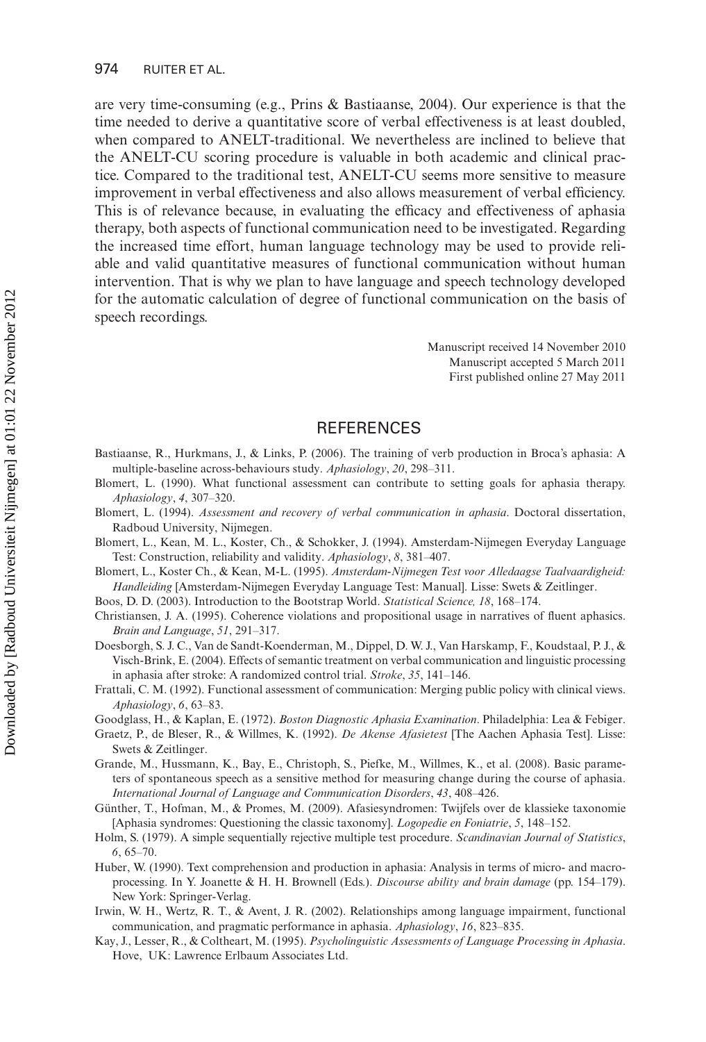are very time-consuming (e.g., Prins & Bastiaanse, 2004). Our experience is that the time needed to derive a quantitative score of verbal effectiveness is at least doubled, when compared to ANELT-traditional. We nevertheless are inclined to believe that the ANELT-CU scoring procedure is valuable in both academic and clinical practice. Compared to the traditional test, ANELT-CU seems more sensitive to measure improvement in verbal effectiveness and also allows measurement of verbal efficiency. This is of relevance because, in evaluating the efficacy and effectiveness of aphasia therapy, both aspects of functional communication need to be investigated. Regarding the increased time effort, human language technology may be used to provide reliable and valid quantitative measures of functional communication without human intervention. That is why we plan to have language and speech technology developed for the automatic calculation of degree of functional communication on the basis of speech recordings.

Manuscript received 14 November 2010
Manuscript accepted 5 March 2011
First published online 27 May 2011

## REFERENCES

Bastiaanse, R., Hurkmans, J., & Links, P. (2006). The training of verb production in Broca's aphasia: A multiple-baseline across-behaviours study. *Aphasiology*, *20*, 298–311.

Blomert, L. (1990). What functional assessment can contribute to setting goals for aphasia therapy. *Aphasiology*, *4*, 307–320.

Blomert, L. (1994). *Assessment and recovery of verbal communication in aphasia*. Doctoral dissertation, Radboud University, Nijmegen.

Blomert, L., Kean, M. L., Koster, Ch., & Schokker, J. (1994). Amsterdam-Nijmegen Everyday Language Test: Construction, reliability and validity. *Aphasiology*, *8*, 381–407.

Blomert, L., Koster Ch., & Kean, M-L. (1995). *Amsterdam-Nijmegen Test voor Alledaagse Taalvaardigheid: Handleiding* [Amsterdam-Nijmegen Everyday Language Test: Manual]. Lisse: Swets & Zeitlinger.

Boos, D. D. (2003). Introduction to the Bootstrap World. *Statistical Science, 18*, 168–174.

Christiansen, J. A. (1995). Coherence violations and propositional usage in narratives of fluent aphasics. *Brain and Language*, *51*, 291–317.

Doesborgh, S. J. C., Van de Sandt-Koenderman, M., Dippel, D. W. J., Van Harskamp, F., Koudstaal, P. J., & Visch-Brink, E. (2004). Effects of semantic treatment on verbal communication and linguistic processing in aphasia after stroke: A randomized control trial. *Stroke*, *35*, 141–146.

Frattali, C. M. (1992). Functional assessment of communication: Merging public policy with clinical views. *Aphasiology*, *6*, 63–83.

Goodglass, H., & Kaplan, E. (1972). *Boston Diagnostic Aphasia Examination*. Philadelphia: Lea & Febiger.

Graetz, P., de Bleser, R., & Willmes, K. (1992). *De Akense Afasietest* [The Aachen Aphasia Test]. Lisse: Swets & Zeitlinger.

Grande, M., Hussmann, K., Bay, E., Christoph, S., Piefke, M., Willmes, K., et al. (2008). Basic parameters of spontaneous speech as a sensitive method for measuring change during the course of aphasia. *International Journal of Language and Communication Disorders*, *43*, 408–426.

Günther, T., Hofman, M., & Promes, M. (2009). Afasiesyndromen: Twijfels over de klassieke taxonomie [Aphasia syndromes: Questioning the classic taxonomy]. *Logopedie en Foniatrie*, *5*, 148–152.

Holm, S. (1979). A simple sequentially rejective multiple test procedure. *Scandinavian Journal of Statistics*, *6*, 65–70.

Huber, W. (1990). Text comprehension and production in aphasia: Analysis in terms of micro- and macroprocessing. In Y. Joanette & H. H. Brownell (Eds.). *Discourse ability and brain damage* (pp. 154–179). New York: Springer-Verlag.

Irwin, W. H., Wertz, R. T., & Avent, J. R. (2002). Relationships among language impairment, functional communication, and pragmatic performance in aphasia. *Aphasiology*, *16*, 823–835.

Kay, J., Lesser, R., & Coltheart, M. (1995). *Psycholinguistic Assessments of Language Processing in Aphasia*. Hove, UK: Lawrence Erlbaum Associates Ltd.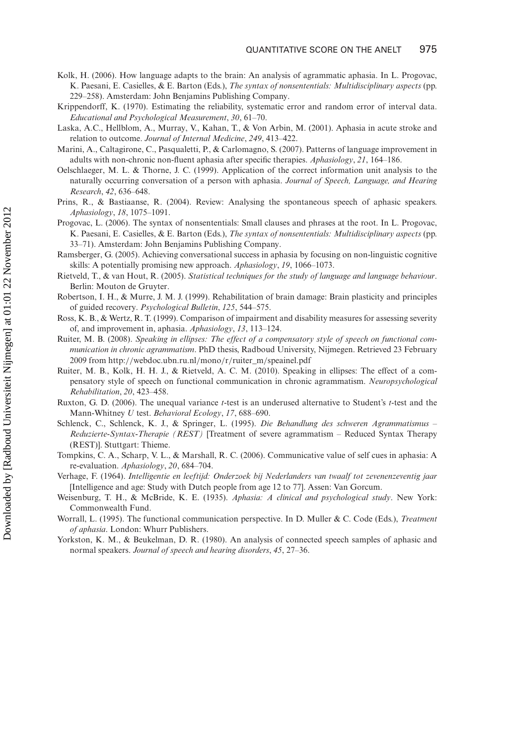Kolk, H. (2006). How language adapts to the brain: An analysis of agrammatic aphasia. In L. Progovac, K. Paesani, E. Casielles, & E. Barton (Eds.), *The syntax of nonsententials: Multidisciplinary aspects* (pp. 229–258). Amsterdam: John Benjamins Publishing Company.

Krippendorff, K. (1970). Estimating the reliability, systematic error and random error of interval data. *Educational and Psychological Measurement*, *30*, 61–70.

Laska, A.C., Hellblom, A., Murray, V., Kahan, T., & Von Arbin, M. (2001). Aphasia in acute stroke and relation to outcome. *Journal of Internal Medicine*, *249*, 413–422.

Marini, A., Caltagirone, C., Pasqualetti, P., & Carlomagno, S. (2007). Patterns of language improvement in adults with non-chronic non-fluent aphasia after specific therapies. *Aphasiology*, *21*, 164–186.

Oelschlaeger, M. L. & Thorne, J. C. (1999). Application of the correct information unit analysis to the naturally occurring conversation of a person with aphasia. *Journal of Speech, Language, and Hearing Research*, *42*, 636–648.

Prins, R., & Bastiaanse, R. (2004). Review: Analysing the spontaneous speech of aphasic speakers. *Aphasiology*, *18*, 1075–1091.

Progovac, L. (2006). The syntax of nonsententials: Small clauses and phrases at the root. In L. Progovac, K. Paesani, E. Casielles, & E. Barton (Eds.), *The syntax of nonsententials: Multidisciplinary aspects* (pp. 33–71). Amsterdam: John Benjamins Publishing Company.

Ramsberger, G. (2005). Achieving conversational success in aphasia by focusing on non-linguistic cognitive skills: A potentially promising new approach. *Aphasiology*, *19*, 1066–1073.

Rietveld, T., & van Hout, R. (2005). *Statistical techniques for the study of language and language behaviour*. Berlin: Mouton de Gruyter.

Robertson, I. H., & Murre, J. M. J. (1999). Rehabilitation of brain damage: Brain plasticity and principles of guided recovery. *Psychological Bulletin*, *125*, 544–575.

Ross, K. B., & Wertz, R. T. (1999). Comparison of impairment and disability measures for assessing severity of, and improvement in, aphasia. *Aphasiology*, *13*, 113–124.

Ruiter, M. B. (2008). *Speaking in ellipses: The effect of a compensatory style of speech on functional communication in chronic agrammatism*. PhD thesis, Radboud University, Nijmegen. Retrieved 23 February 2009 from http://webdoc.ubn.ru.nl/mono/r/ruiter_m/speainel.pdf

Ruiter, M. B., Kolk, H. H. J., & Rietveld, A. C. M. (2010). Speaking in ellipses: The effect of a compensatory style of speech on functional communication in chronic agrammatism. *Neuropsychological Rehabilitation*, *20*, 423–458.

Ruxton, G. D. (2006). The unequal variance *t*-test is an underused alternative to Student's *t*-test and the Mann-Whitney *U* test. *Behavioral Ecology*, *17*, 688–690.

Schlenck, C., Schlenck, K. J., & Springer, L. (1995). *Die Behandlung des schweren Agrammatismus – Reduzierte-Syntax-Therapie (REST)* [Treatment of severe agrammatism – Reduced Syntax Therapy (REST)]. Stuttgart: Thieme.

Tompkins, C. A., Scharp, V. L., & Marshall, R. C. (2006). Communicative value of self cues in aphasia: A re-evaluation. *Aphasiology*, *20*, 684–704.

Verhage, F. (1964). *Intelligentie en leeftijd: Onderzoek bij Nederlanders van twaalf tot zevenenzeventig jaar* [Intelligence and age: Study with Dutch people from age 12 to 77]. Assen: Van Gorcum.

Weisenburg, T. H., & McBride, K. E. (1935). *Aphasia: A clinical and psychological study*. New York: Commonwealth Fund.

Worrall, L. (1995). The functional communication perspective. In D. Muller & C. Code (Eds.), *Treatment of aphasia*. London: Whurr Publishers.

Yorkston, K. M., & Beukelman, D. R. (1980). An analysis of connected speech samples of aphasic and normal speakers. *Journal of speech and hearing disorders*, *45*, 27–36.